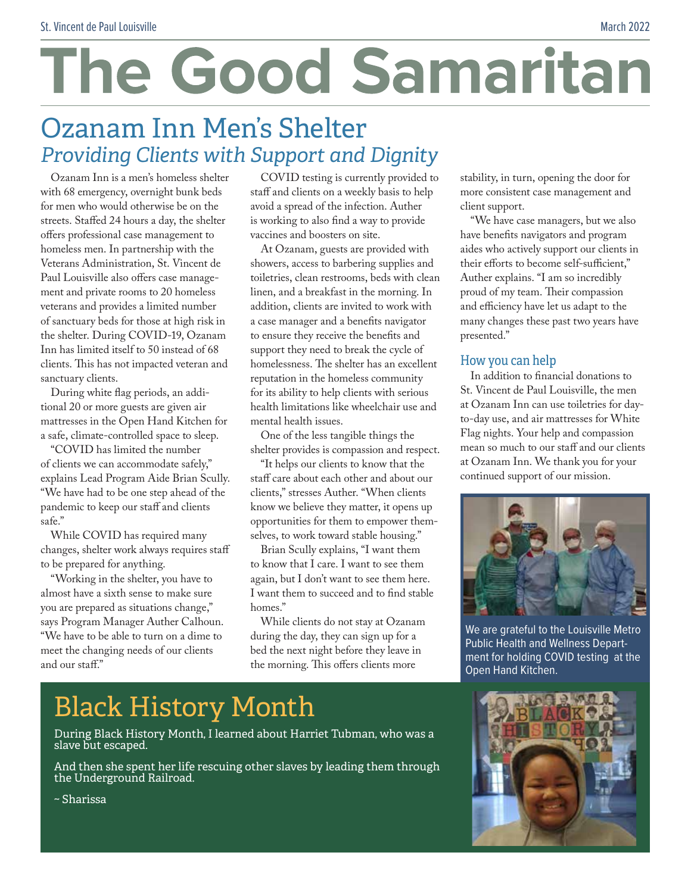# The Good Samaritan

## Ozanam Inn Men's Shelter
### *Providing Clients with Support and Dignity*

Ozanam Inn is a men's homeless shelter with 68 emergency, overnight bunk beds for men who would otherwise be on the streets. Staffed 24 hours a day, the shelter offers professional case management to homeless men. In partnership with the Veterans Administration, St. Vincent de Paul Louisville also offers case management and private rooms to 20 homeless veterans and provides a limited number of sanctuary beds for those at high risk in the shelter. During COVID-19, Ozanam Inn has limited itself to 50 instead of 68 clients. This has not impacted veteran and sanctuary clients.

During white flag periods, an additional 20 or more guests are given air mattresses in the Open Hand Kitchen for a safe, climate-controlled space to sleep.

"COVID has limited the number of clients we can accommodate safely," explains Lead Program Aide Brian Scully. "We have had to be one step ahead of the pandemic to keep our staff and clients safe."

While COVID has required many changes, shelter work always requires staff to be prepared for anything.

"Working in the shelter, you have to almost have a sixth sense to make sure you are prepared as situations change," says Program Manager Auther Calhoun. "We have to be able to turn on a dime to meet the changing needs of our clients and our staff."

COVID testing is currently provided to staff and clients on a weekly basis to help avoid a spread of the infection. Auther is working to also find a way to provide vaccines and boosters on site.

At Ozanam, guests are provided with showers, access to barbering supplies and toiletries, clean restrooms, beds with clean linen, and a breakfast in the morning. In addition, clients are invited to work with a case manager and a benefits navigator to ensure they receive the benefits and support they need to break the cycle of homelessness. The shelter has an excellent reputation in the homeless community for its ability to help clients with serious health limitations like wheelchair use and mental health issues.

One of the less tangible things the shelter provides is compassion and respect.

"It helps our clients to know that the staff care about each other and about our clients," stresses Auther. "When clients know we believe they matter, it opens up opportunities for them to empower themselves, to work toward stable housing."

Brian Scully explains, "I want them to know that I care. I want to see them again, but I don't want to see them here. I want them to succeed and to find stable homes."

While clients do not stay at Ozanam during the day, they can sign up for a bed the next night before they leave in the morning. This offers clients more stability, in turn, opening the door for more consistent case management and client support.

"We have case managers, but we also have benefits navigators and program aides who actively support our clients in their efforts to become self-sufficient," Auther explains. "I am so incredibly proud of my team. Their compassion and efficiency have let us adapt to the many changes these past two years have presented."

### How you can help

In addition to financial donations to St. Vincent de Paul Louisville, the men at Ozanam Inn can use toiletries for day-to-day use, and air mattresses for White Flag nights. Your help and compassion mean so much to our staff and our clients at Ozanam Inn. We thank you for your continued support of our mission.

We are grateful to the Louisville Metro Public Health and Wellness Department for holding COVID testing at the Open Hand Kitchen.

## Black History Month

During Black History Month, I learned about Harriet Tubman, who was a slave but escaped.

And then she spent her life rescuing other slaves by leading them through the Underground Railroad.

~ Sharissa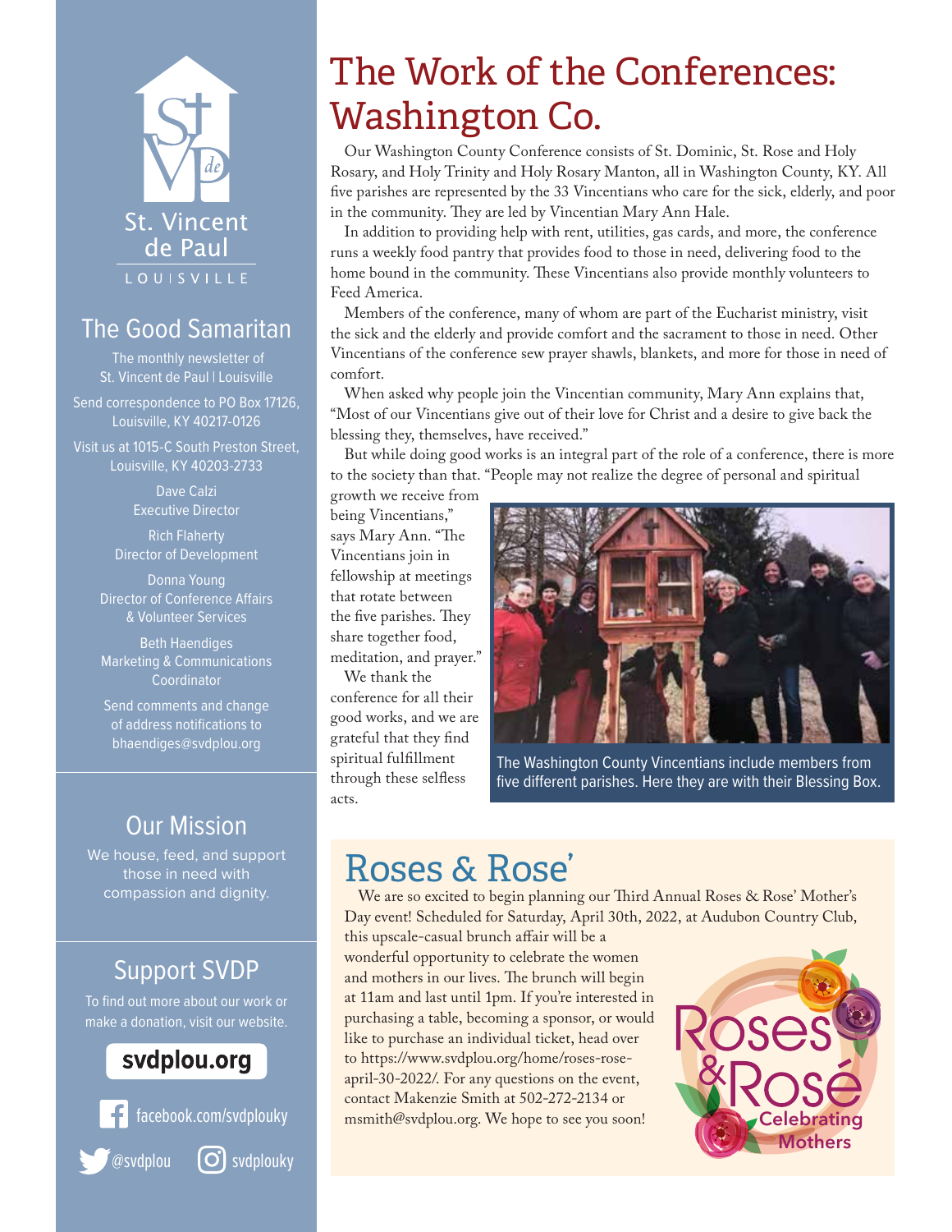St. Vincent de Paul

LOUISVILLE

## The Good Samaritan

The monthly newsletter of St. Vincent de Paul | Louisville

Send correspondence to PO Box 17126, Louisville, KY 40217-0126

Visit us at 1015-C South Preston Street, Louisville, KY 40203-2733

Dave Calzi
Executive Director

Rich Flaherty
Director of Development

Donna Young
Director of Conference Affairs & Volunteer Services

Beth Haendiges
Marketing & Communications Coordinator

Send comments and change of address notifications to bhaendiges@svdplou.org

## Our Mission

We house, feed, and support those in need with compassion and dignity.

## Support SVDP

To find out more about our work or make a donation, visit our website.

**svdplou.org**

facebook.com/svdplouky

@svdplou  svdplouky

# The Work of the Conferences: Washington Co.

Our Washington County Conference consists of St. Dominic, St. Rose and Holy Rosary, and Holy Trinity and Holy Rosary Manton, all in Washington County, KY. All five parishes are represented by the 33 Vincentians who care for the sick, elderly, and poor in the community. They are led by Vincentian Mary Ann Hale.

In addition to providing help with rent, utilities, gas cards, and more, the conference runs a weekly food pantry that provides food to those in need, delivering food to the home bound in the community. These Vincentians also provide monthly volunteers to Feed America.

Members of the conference, many of whom are part of the Eucharist ministry, visit the sick and the elderly and provide comfort and the sacrament to those in need. Other Vincentians of the conference sew prayer shawls, blankets, and more for those in need of comfort.

When asked why people join the Vincentian community, Mary Ann explains that, "Most of our Vincentians give out of their love for Christ and a desire to give back the blessing they, themselves, have received."

But while doing good works is an integral part of the role of a conference, there is more to the society than that. "People may not realize the degree of personal and spiritual growth we receive from being Vincentians," says Mary Ann. "The Vincentians join in fellowship at meetings that rotate between the five parishes. They share together food, meditation, and prayer."

We thank the conference for all their good works, and we are grateful that they find spiritual fulfillment through these selfless acts.

The Washington County Vincentians include members from five different parishes. Here they are with their Blessing Box.

# Roses & Rose'

We are so excited to begin planning our Third Annual Roses & Rose' Mother's Day event! Scheduled for Saturday, April 30th, 2022, at Audubon Country Club, this upscale-casual brunch affair will be a wonderful opportunity to celebrate the women and mothers in our lives. The brunch will begin at 11am and last until 1pm. If you're interested in purchasing a table, becoming a sponsor, or would like to purchase an individual ticket, head over to https://www.svdplou.org/home/roses-rose-april-30-2022/. For any questions on the event, contact Makenzie Smith at 502-272-2134 or msmith@svdplou.org. We hope to see you soon!

Roses & Rosé Celebrating Mothers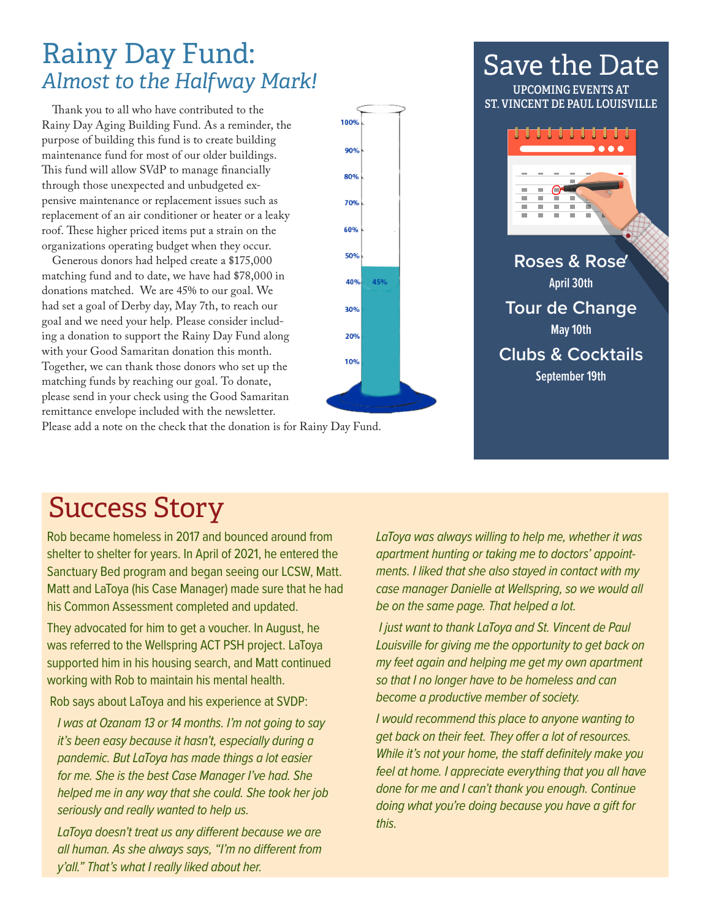# Rainy Day Fund:
## *Almost to the Halfway Mark!*

Thank you to all who have contributed to the Rainy Day Aging Building Fund. As a reminder, the purpose of building this fund is to create building maintenance fund for most of our older buildings. This fund will allow SVdP to manage financially through those unexpected and unbudgeted expensive maintenance or replacement issues such as replacement of an air conditioner or heater or a leaky roof. These higher priced items put a strain on the organizations operating budget when they occur.

Generous donors had helped create a $175,000 matching fund and to date, we have had $78,000 in donations matched. We are 45% to our goal. We had set a goal of Derby day, May 7th, to reach our goal and we need your help. Please consider including a donation to support the Rainy Day Fund along with your Good Samaritan donation this month. Together, we can thank those donors who set up the matching funds by reaching our goal. To donate, please send in your check using the Good Samaritan remittance envelope included with the newsletter. Please add a note on the check that the donation is for Rainy Day Fund.

# Save the Date

UPCOMING EVENTS AT ST. VINCENT DE PAUL LOUISVILLE

**Roses & Rosé**
April 30th

**Tour de Change**
May 10th

**Clubs & Cocktails**
September 19th

# Success Story

Rob became homeless in 2017 and bounced around from shelter to shelter for years. In April of 2021, he entered the Sanctuary Bed program and began seeing our LCSW, Matt. Matt and LaToya (his Case Manager) made sure that he had his Common Assessment completed and updated.

They advocated for him to get a voucher. In August, he was referred to the Wellspring ACT PSH project. LaToya supported him in his housing search, and Matt continued working with Rob to maintain his mental health.

Rob says about LaToya and his experience at SVDP:

*I was at Ozanam 13 or 14 months. I'm not going to say it's been easy because it hasn't, especially during a pandemic. But LaToya has made things a lot easier for me. She is the best Case Manager I've had. She helped me in any way that she could. She took her job seriously and really wanted to help us.*

*LaToya doesn't treat us any different because we are all human. As she always says, "I'm no different from y'all." That's what I really liked about her.*

*LaToya was always willing to help me, whether it was apartment hunting or taking me to doctors' appointments. I liked that she also stayed in contact with my case manager Danielle at Wellspring, so we would all be on the same page. That helped a lot.*

*I just want to thank LaToya and St. Vincent de Paul Louisville for giving me the opportunity to get back on my feet again and helping me get my own apartment so that I no longer have to be homeless and can become a productive member of society.*

*I would recommend this place to anyone wanting to get back on their feet. They offer a lot of resources. While it's not your home, the staff definitely make you feel at home. I appreciate everything that you all have done for me and I can't thank you enough. Continue doing what you're doing because you have a gift for this.*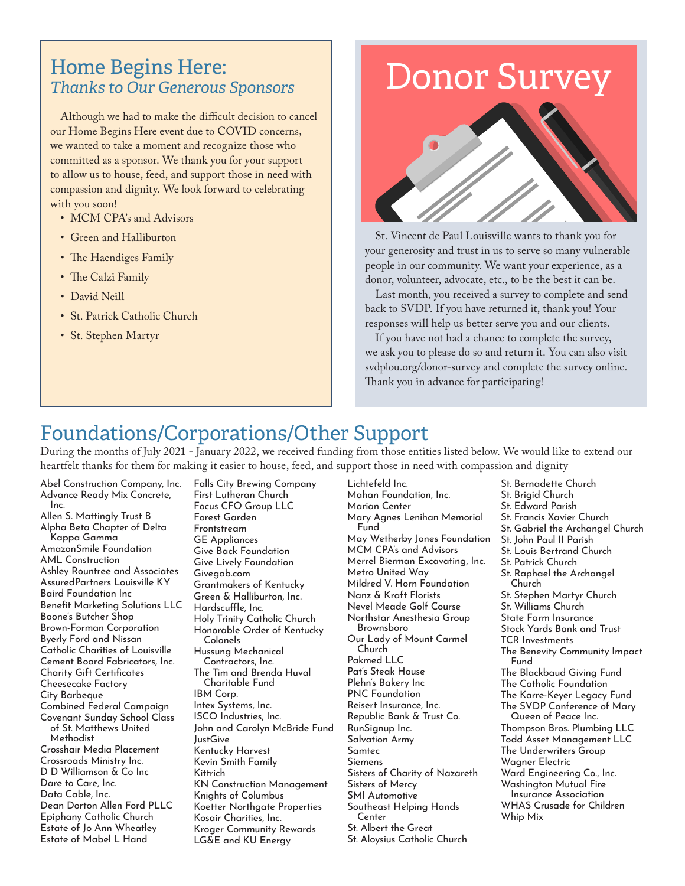## Home Begins Here:
### *Thanks to Our Generous Sponsors*

Although we had to make the difficult decision to cancel our Home Begins Here event due to COVID concerns, we wanted to take a moment and recognize those who committed as a sponsor. We thank you for your support to allow us to house, feed, and support those in need with compassion and dignity. We look forward to celebrating with you soon!

- MCM CPA's and Advisors
- Green and Halliburton
- The Haendiges Family
- The Calzi Family
- David Neill
- St. Patrick Catholic Church
- St. Stephen Martyr

## Donor Survey

St. Vincent de Paul Louisville wants to thank you for your generosity and trust in us to serve so many vulnerable people in our community. We want your experience, as a donor, volunteer, advocate, etc., to be the best it can be.

Last month, you received a survey to complete and send back to SVDP. If you have returned it, thank you! Your responses will help us better serve you and our clients.

If you have not had a chance to complete the survey, we ask you to please do so and return it. You can also visit svdplou.org/donor-survey and complete the survey online. Thank you in advance for participating!

## Foundations/Corporations/Other Support

During the months of July 2021 - January 2022, we received funding from those entities listed below. We would like to extend our heartfelt thanks for them for making it easier to house, feed, and support those in need with compassion and dignity

Abel Construction Company, Inc.
Advance Ready Mix Concrete, Inc.
Allen S. Mattingly Trust B
Alpha Beta Chapter of Delta Kappa Gamma
AmazonSmile Foundation
AML Construction
Ashley Rountree and Associates
AssuredPartners Louisville KY
Baird Foundation Inc
Benefit Marketing Solutions LLC
Boone's Butcher Shop
Brown-Forman Corporation
Byerly Ford and Nissan
Catholic Charities of Louisville
Cement Board Fabricators, Inc.
Charity Gift Certificates
Cheesecake Factory
City Barbeque
Combined Federal Campaign
Covenant Sunday School Class of St. Matthews United Methodist
Crosshair Media Placement
Crossroads Ministry Inc.
D D Williamson & Co Inc
Dare to Care, Inc.
Data Cable, Inc.
Dean Dorton Allen Ford PLLC
Epiphany Catholic Church
Estate of Jo Ann Wheatley
Estate of Mabel L Hand
Falls City Brewing Company
First Lutheran Church
Focus CFO Group LLC
Forest Garden
Frontstream
GE Appliances
Give Back Foundation
Give Lively Foundation
Givegab.com
Grantmakers of Kentucky
Green & Halliburton, Inc.
Hardscuffle, Inc.
Holy Trinity Catholic Church
Honorable Order of Kentucky Colonels
Hussung Mechanical Contractors, Inc.
The Tim and Brenda Huval Charitable Fund
IBM Corp.
Intex Systems, Inc.
ISCO Industries, Inc.
John and Carolyn McBride Fund
JustGive
Kentucky Harvest
Kevin Smith Family
Kittrich
KN Construction Management
Knights of Columbus
Koetter Northgate Properties
Kosair Charities, Inc.
Kroger Community Rewards
LG&E and KU Energy
Lichtefeld Inc.
Mahan Foundation, Inc.
Marian Center
Mary Agnes Lenihan Memorial Fund
May Wetherby Jones Foundation
MCM CPA's and Advisors
Merrel Bierman Excavating, Inc.
Metro United Way
Mildred V. Horn Foundation
Nanz & Kraft Florists
Nevel Meade Golf Course
Northstar Anesthesia Group Brownsboro
Our Lady of Mount Carmel Church
Pakmed LLC
Pat's Steak House
Plehn's Bakery Inc
PNC Foundation
Reisert Insurance, Inc.
Republic Bank & Trust Co.
RunSignup Inc.
Salvation Army
Samtec
Siemens
Sisters of Charity of Nazareth
Sisters of Mercy
SMI Automotive
Southeast Helping Hands Center
St. Albert the Great
St. Aloysius Catholic Church
St. Bernadette Church
St. Brigid Church
St. Edward Parish
St. Francis Xavier Church
St. Gabriel the Archangel Church
St. John Paul II Parish
St. Louis Bertrand Church
St. Patrick Church
St. Raphael the Archangel Church
St. Stephen Martyr Church
St. Williams Church
State Farm Insurance
Stock Yards Bank and Trust
TCR Investments
The Benevity Community Impact Fund
The Blackbaud Giving Fund
The Catholic Foundation
The Karre-Keyer Legacy Fund
The SVDP Conference of Mary Queen of Peace Inc.
Thompson Bros. Plumbing LLC
Todd Asset Management LLC
The Underwriters Group
Wagner Electric
Ward Engineering Co., Inc.
Washington Mutual Fire Insurance Association
WHAS Crusade for Children
Whip Mix